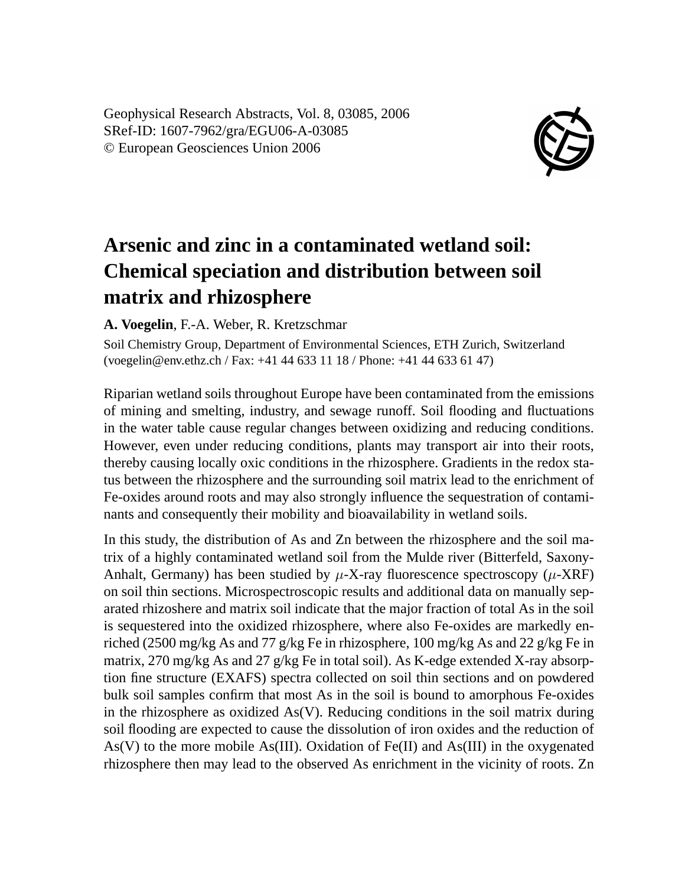Geophysical Research Abstracts, Vol. 8, 03085, 2006
SRef-ID: 1607-7962/gra/EGU06-A-03085
© European Geosciences Union 2006

# Arsenic and zinc in a contaminated wetland soil: Chemical speciation and distribution between soil matrix and rhizosphere

**A. Voegelin**, F.-A. Weber, R. Kretzschmar

Soil Chemistry Group, Department of Environmental Sciences, ETH Zurich, Switzerland (voegelin@env.ethz.ch / Fax: +41 44 633 11 18 / Phone: +41 44 633 61 47)

Riparian wetland soils throughout Europe have been contaminated from the emissions of mining and smelting, industry, and sewage runoff. Soil flooding and fluctuations in the water table cause regular changes between oxidizing and reducing conditions. However, even under reducing conditions, plants may transport air into their roots, thereby causing locally oxic conditions in the rhizosphere. Gradients in the redox status between the rhizosphere and the surrounding soil matrix lead to the enrichment of Fe-oxides around roots and may also strongly influence the sequestration of contaminants and consequently their mobility and bioavailability in wetland soils.

In this study, the distribution of As and Zn between the rhizosphere and the soil matrix of a highly contaminated wetland soil from the Mulde river (Bitterfeld, Saxony-Anhalt, Germany) has been studied by $\mu$-X-ray fluorescence spectroscopy ($\mu$-XRF) on soil thin sections. Microspectroscopic results and additional data on manually separated rhizoshere and matrix soil indicate that the major fraction of total As in the soil is sequestered into the oxidized rhizosphere, where also Fe-oxides are markedly enriched (2500 mg/kg As and 77 g/kg Fe in rhizosphere, 100 mg/kg As and 22 g/kg Fe in matrix, 270 mg/kg As and 27 g/kg Fe in total soil). As K-edge extended X-ray absorption fine structure (EXAFS) spectra collected on soil thin sections and on powdered bulk soil samples confirm that most As in the soil is bound to amorphous Fe-oxides in the rhizosphere as oxidized As(V). Reducing conditions in the soil matrix during soil flooding are expected to cause the dissolution of iron oxides and the reduction of As(V) to the more mobile As(III). Oxidation of Fe(II) and As(III) in the oxygenated rhizosphere then may lead to the observed As enrichment in the vicinity of roots. Zn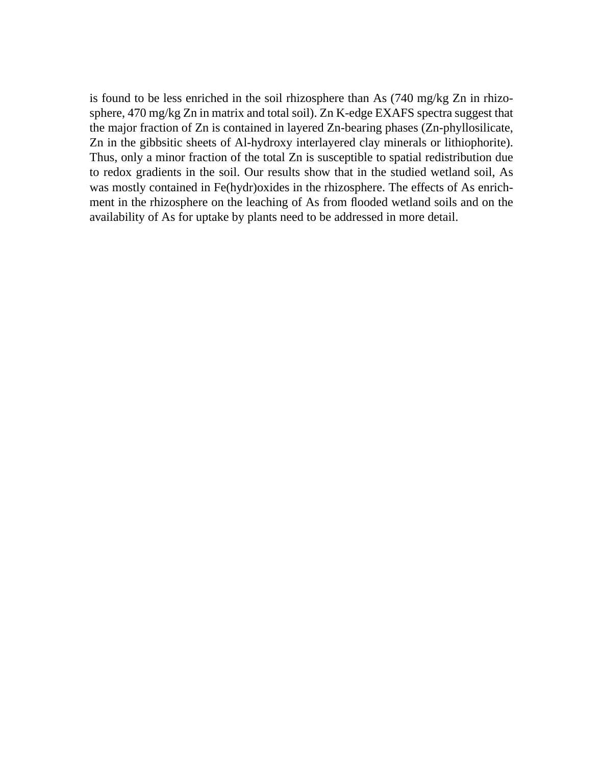is found to be less enriched in the soil rhizosphere than As (740 mg/kg Zn in rhizosphere, 470 mg/kg Zn in matrix and total soil). Zn K-edge EXAFS spectra suggest that the major fraction of Zn is contained in layered Zn-bearing phases (Zn-phyllosilicate, Zn in the gibbsitic sheets of Al-hydroxy interlayered clay minerals or lithiophorite). Thus, only a minor fraction of the total Zn is susceptible to spatial redistribution due to redox gradients in the soil. Our results show that in the studied wetland soil, As was mostly contained in Fe(hydr)oxides in the rhizosphere. The effects of As enrichment in the rhizosphere on the leaching of As from flooded wetland soils and on the availability of As for uptake by plants need to be addressed in more detail.